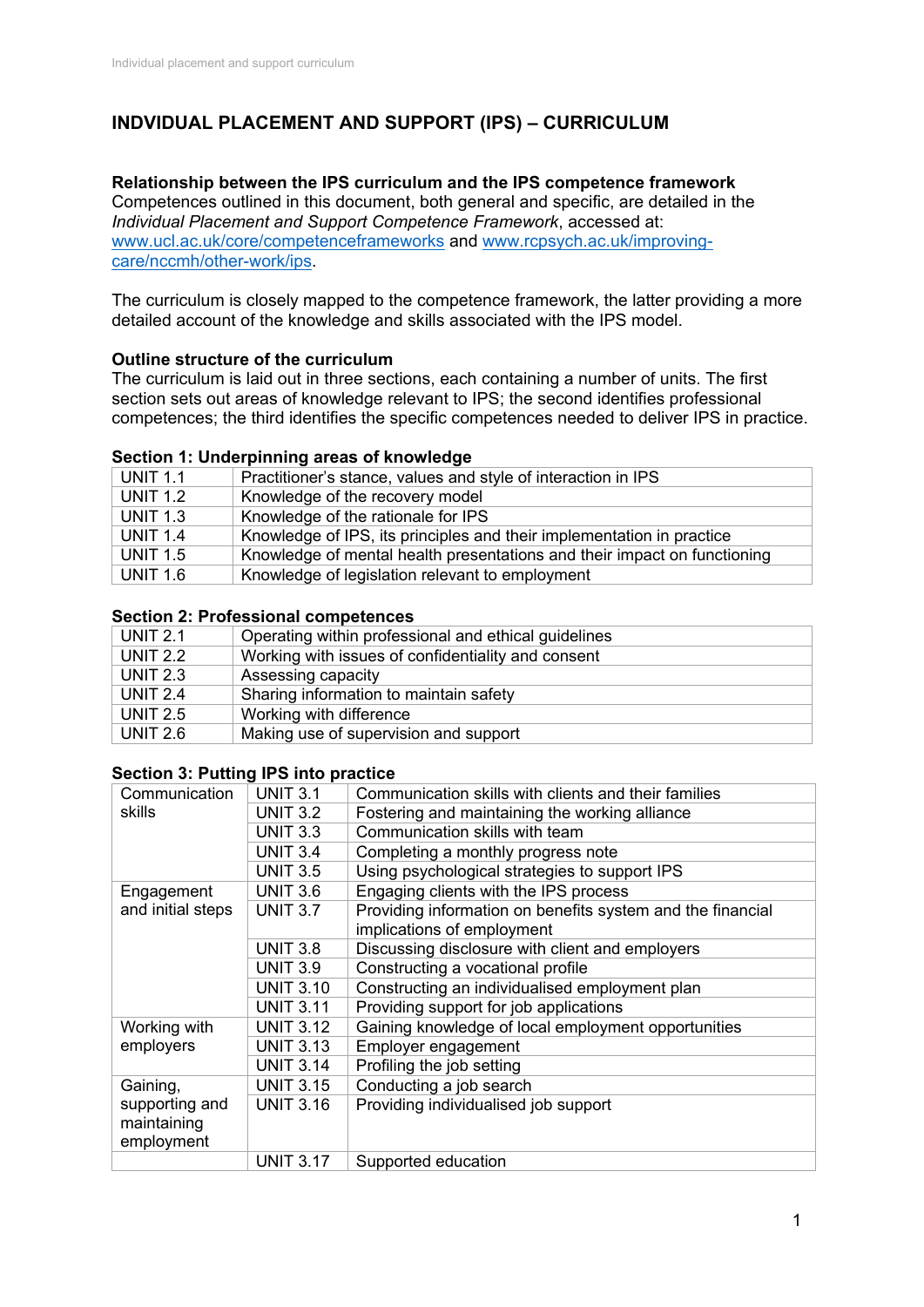# INDVIDUAL PLACEMENT AND SUPPORT (IPS) – CURRICULUM

**Relationship between the IPS curriculum and the IPS competence framework**
Competences outlined in this document, both general and specific, are detailed in the *Individual Placement and Support Competence Framework*, accessed at: www.ucl.ac.uk/core/competenceframeworks and www.rcpsych.ac.uk/improving-care/nccmh/other-work/ips.

The curriculum is closely mapped to the competence framework, the latter providing a more detailed account of the knowledge and skills associated with the IPS model.

**Outline structure of the curriculum**
The curriculum is laid out in three sections, each containing a number of units. The first section sets out areas of knowledge relevant to IPS; the second identifies professional competences; the third identifies the specific competences needed to deliver IPS in practice.

**Section 1: Underpinning areas of knowledge**

| | |
|---|---|
| UNIT 1.1 | Practitioner's stance, values and style of interaction in IPS |
| UNIT 1.2 | Knowledge of the recovery model |
| UNIT 1.3 | Knowledge of the rationale for IPS |
| UNIT 1.4 | Knowledge of IPS, its principles and their implementation in practice |
| UNIT 1.5 | Knowledge of mental health presentations and their impact on functioning |
| UNIT 1.6 | Knowledge of legislation relevant to employment |

**Section 2: Professional competences**

| | |
|---|---|
| UNIT 2.1 | Operating within professional and ethical guidelines |
| UNIT 2.2 | Working with issues of confidentiality and consent |
| UNIT 2.3 | Assessing capacity |
| UNIT 2.4 | Sharing information to maintain safety |
| UNIT 2.5 | Working with difference |
| UNIT 2.6 | Making use of supervision and support |

**Section 3: Putting IPS into practice**

| | | |
|---|---|---|
| Communication skills | UNIT 3.1 | Communication skills with clients and their families |
| | UNIT 3.2 | Fostering and maintaining the working alliance |
| | UNIT 3.3 | Communication skills with team |
| | UNIT 3.4 | Completing a monthly progress note |
| | UNIT 3.5 | Using psychological strategies to support IPS |
| Engagement and initial steps | UNIT 3.6 | Engaging clients with the IPS process |
| | UNIT 3.7 | Providing information on benefits system and the financial implications of employment |
| | UNIT 3.8 | Discussing disclosure with client and employers |
| | UNIT 3.9 | Constructing a vocational profile |
| | UNIT 3.10 | Constructing an individualised employment plan |
| | UNIT 3.11 | Providing support for job applications |
| Working with employers | UNIT 3.12 | Gaining knowledge of local employment opportunities |
| | UNIT 3.13 | Employer engagement |
| | UNIT 3.14 | Profiling the job setting |
| Gaining, supporting and maintaining employment | UNIT 3.15 | Conducting a job search |
| | UNIT 3.16 | Providing individualised job support |
| | UNIT 3.17 | Supported education |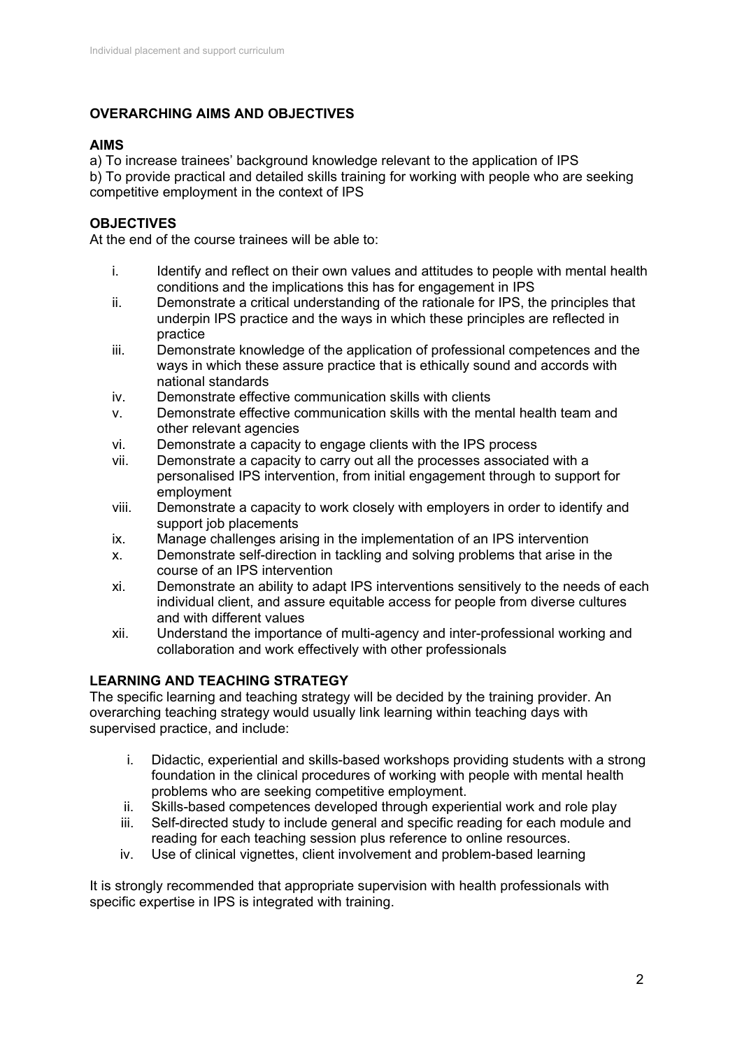## OVERARCHING AIMS AND OBJECTIVES

### AIMS

a) To increase trainees' background knowledge relevant to the application of IPS
b) To provide practical and detailed skills training for working with people who are seeking competitive employment in the context of IPS

### OBJECTIVES

At the end of the course trainees will be able to:

i. Identify and reflect on their own values and attitudes to people with mental health conditions and the implications this has for engagement in IPS
ii. Demonstrate a critical understanding of the rationale for IPS, the principles that underpin IPS practice and the ways in which these principles are reflected in practice
iii. Demonstrate knowledge of the application of professional competences and the ways in which these assure practice that is ethically sound and accords with national standards
iv. Demonstrate effective communication skills with clients
v. Demonstrate effective communication skills with the mental health team and other relevant agencies
vi. Demonstrate a capacity to engage clients with the IPS process
vii. Demonstrate a capacity to carry out all the processes associated with a personalised IPS intervention, from initial engagement through to support for employment
viii. Demonstrate a capacity to work closely with employers in order to identify and support job placements
ix. Manage challenges arising in the implementation of an IPS intervention
x. Demonstrate self-direction in tackling and solving problems that arise in the course of an IPS intervention
xi. Demonstrate an ability to adapt IPS interventions sensitively to the needs of each individual client, and assure equitable access for people from diverse cultures and with different values
xii. Understand the importance of multi-agency and inter-professional working and collaboration and work effectively with other professionals

### LEARNING AND TEACHING STRATEGY

The specific learning and teaching strategy will be decided by the training provider. An overarching teaching strategy would usually link learning within teaching days with supervised practice, and include:

i. Didactic, experiential and skills-based workshops providing students with a strong foundation in the clinical procedures of working with people with mental health problems who are seeking competitive employment.
ii. Skills-based competences developed through experiential work and role play
iii. Self-directed study to include general and specific reading for each module and reading for each teaching session plus reference to online resources.
iv. Use of clinical vignettes, client involvement and problem-based learning

It is strongly recommended that appropriate supervision with health professionals with specific expertise in IPS is integrated with training.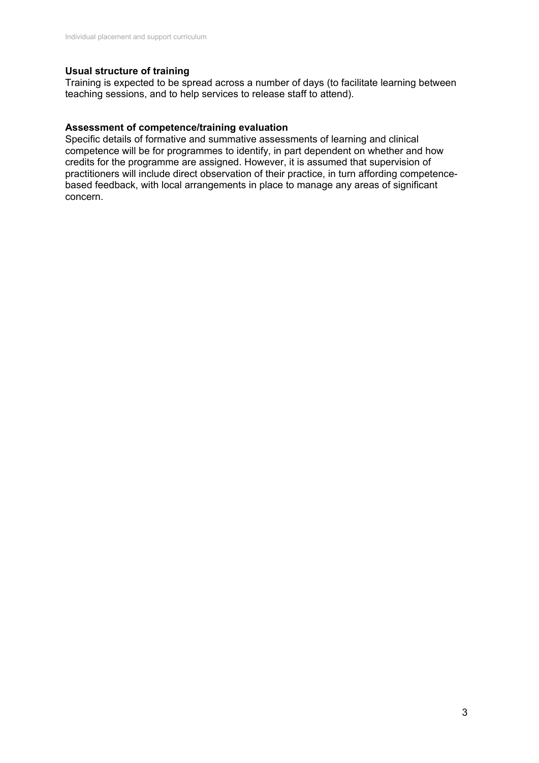### Usual structure of training

Training is expected to be spread across a number of days (to facilitate learning between teaching sessions, and to help services to release staff to attend).

### Assessment of competence/training evaluation

Specific details of formative and summative assessments of learning and clinical competence will be for programmes to identify, in part dependent on whether and how credits for the programme are assigned. However, it is assumed that supervision of practitioners will include direct observation of their practice, in turn affording competence-based feedback, with local arrangements in place to manage any areas of significant concern.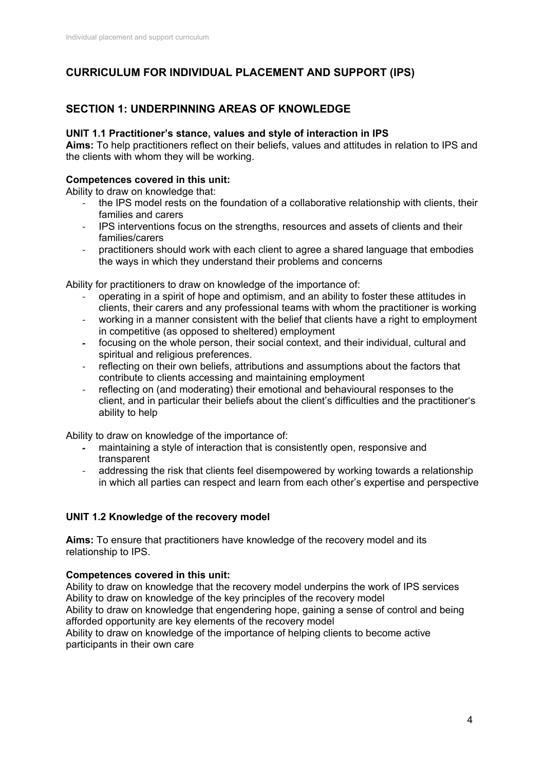# CURRICULUM FOR INDIVIDUAL PLACEMENT AND SUPPORT (IPS)

## SECTION 1: UNDERPINNING AREAS OF KNOWLEDGE

### UNIT 1.1 Practitioner's stance, values and style of interaction in IPS

**Aims:** To help practitioners reflect on their beliefs, values and attitudes in relation to IPS and the clients with whom they will be working.

**Competences covered in this unit:**

Ability to draw on knowledge that:

- the IPS model rests on the foundation of a collaborative relationship with clients, their families and carers
- IPS interventions focus on the strengths, resources and assets of clients and their families/carers
- practitioners should work with each client to agree a shared language that embodies the ways in which they understand their problems and concerns

Ability for practitioners to draw on knowledge of the importance of:

- operating in a spirit of hope and optimism, and an ability to foster these attitudes in clients, their carers and any professional teams with whom the practitioner is working
- working in a manner consistent with the belief that clients have a right to employment in competitive (as opposed to sheltered) employment
- focusing on the whole person, their social context, and their individual, cultural and spiritual and religious preferences.
- reflecting on their own beliefs, attributions and assumptions about the factors that contribute to clients accessing and maintaining employment
- reflecting on (and moderating) their emotional and behavioural responses to the client, and in particular their beliefs about the client's difficulties and the practitioner's ability to help

Ability to draw on knowledge of the importance of:

- maintaining a style of interaction that is consistently open, responsive and transparent
- addressing the risk that clients feel disempowered by working towards a relationship in which all parties can respect and learn from each other's expertise and perspective

### UNIT 1.2 Knowledge of the recovery model

**Aims:** To ensure that practitioners have knowledge of the recovery model and its relationship to IPS.

**Competences covered in this unit:**

Ability to draw on knowledge that the recovery model underpins the work of IPS services
Ability to draw on knowledge of the key principles of the recovery model
Ability to draw on knowledge that engendering hope, gaining a sense of control and being afforded opportunity are key elements of the recovery model
Ability to draw on knowledge of the importance of helping clients to become active participants in their own care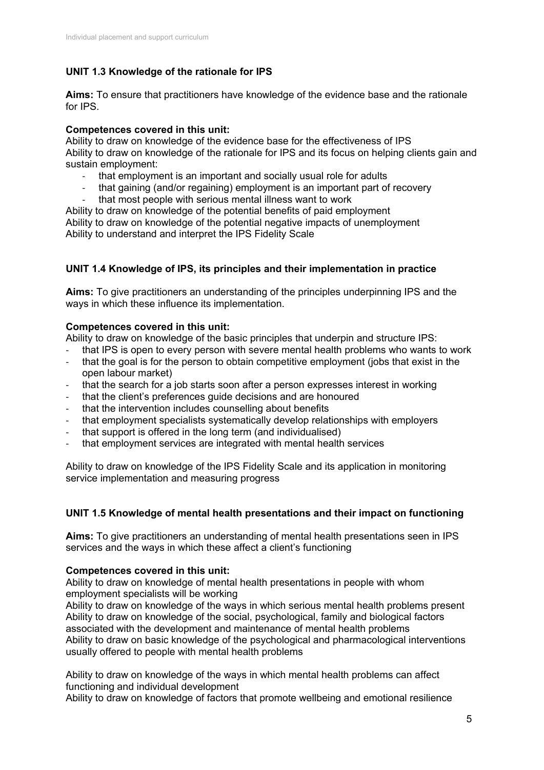## UNIT 1.3 Knowledge of the rationale for IPS

**Aims:** To ensure that practitioners have knowledge of the evidence base and the rationale for IPS.

**Competences covered in this unit:**
Ability to draw on knowledge of the evidence base for the effectiveness of IPS
Ability to draw on knowledge of the rationale for IPS and its focus on helping clients gain and sustain employment:

- that employment is an important and socially usual role for adults
- that gaining (and/or regaining) employment is an important part of recovery
- that most people with serious mental illness want to work

Ability to draw on knowledge of the potential benefits of paid employment
Ability to draw on knowledge of the potential negative impacts of unemployment
Ability to understand and interpret the IPS Fidelity Scale

## UNIT 1.4 Knowledge of IPS, its principles and their implementation in practice

**Aims:** To give practitioners an understanding of the principles underpinning IPS and the ways in which these influence its implementation.

**Competences covered in this unit:**
Ability to draw on knowledge of the basic principles that underpin and structure IPS:

- that IPS is open to every person with severe mental health problems who wants to work
- that the goal is for the person to obtain competitive employment (jobs that exist in the open labour market)
- that the search for a job starts soon after a person expresses interest in working
- that the client's preferences guide decisions and are honoured
- that the intervention includes counselling about benefits
- that employment specialists systematically develop relationships with employers
- that support is offered in the long term (and individualised)
- that employment services are integrated with mental health services

Ability to draw on knowledge of the IPS Fidelity Scale and its application in monitoring service implementation and measuring progress

## UNIT 1.5 Knowledge of mental health presentations and their impact on functioning

**Aims:** To give practitioners an understanding of mental health presentations seen in IPS services and the ways in which these affect a client's functioning

**Competences covered in this unit:**
Ability to draw on knowledge of mental health presentations in people with whom employment specialists will be working
Ability to draw on knowledge of the ways in which serious mental health problems present
Ability to draw on knowledge of the social, psychological, family and biological factors associated with the development and maintenance of mental health problems
Ability to draw on basic knowledge of the psychological and pharmacological interventions usually offered to people with mental health problems

Ability to draw on knowledge of the ways in which mental health problems can affect functioning and individual development
Ability to draw on knowledge of factors that promote wellbeing and emotional resilience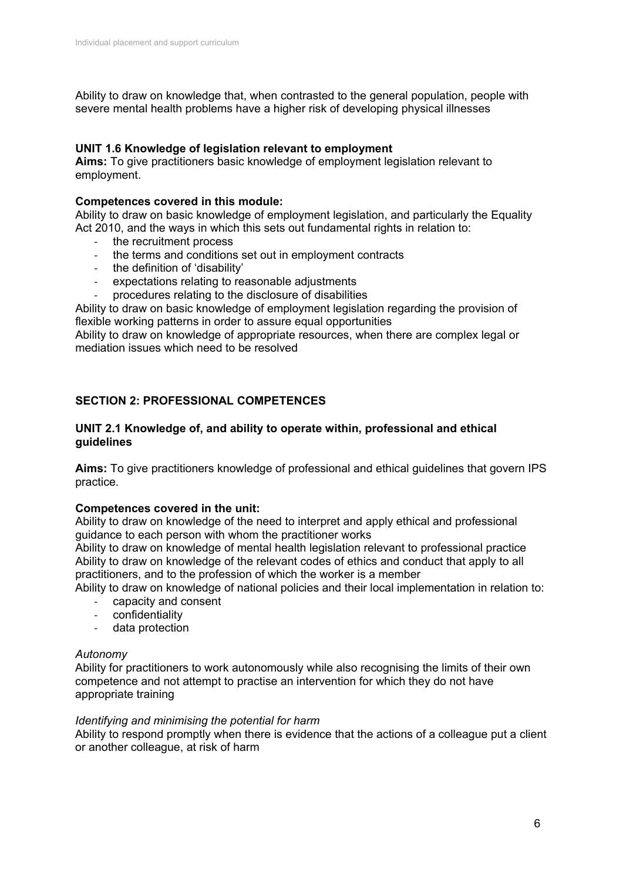Ability to draw on knowledge that, when contrasted to the general population, people with severe mental health problems have a higher risk of developing physical illnesses

### UNIT 1.6 Knowledge of legislation relevant to employment

**Aims:** To give practitioners basic knowledge of employment legislation relevant to employment.

**Competences covered in this module:**

Ability to draw on basic knowledge of employment legislation, and particularly the Equality Act 2010, and the ways in which this sets out fundamental rights in relation to:

- the recruitment process
- the terms and conditions set out in employment contracts
- the definition of 'disability'
- expectations relating to reasonable adjustments
- procedures relating to the disclosure of disabilities

Ability to draw on basic knowledge of employment legislation regarding the provision of flexible working patterns in order to assure equal opportunities

Ability to draw on knowledge of appropriate resources, when there are complex legal or mediation issues which need to be resolved

## SECTION 2: PROFESSIONAL COMPETENCES

### UNIT 2.1 Knowledge of, and ability to operate within, professional and ethical guidelines

**Aims:** To give practitioners knowledge of professional and ethical guidelines that govern IPS practice.

**Competences covered in the unit:**

Ability to draw on knowledge of the need to interpret and apply ethical and professional guidance to each person with whom the practitioner works

Ability to draw on knowledge of mental health legislation relevant to professional practice

Ability to draw on knowledge of the relevant codes of ethics and conduct that apply to all practitioners, and to the profession of which the worker is a member

Ability to draw on knowledge of national policies and their local implementation in relation to:

- capacity and consent
- confidentiality
- data protection

*Autonomy*

Ability for practitioners to work autonomously while also recognising the limits of their own competence and not attempt to practise an intervention for which they do not have appropriate training

*Identifying and minimising the potential for harm*

Ability to respond promptly when there is evidence that the actions of a colleague put a client or another colleague, at risk of harm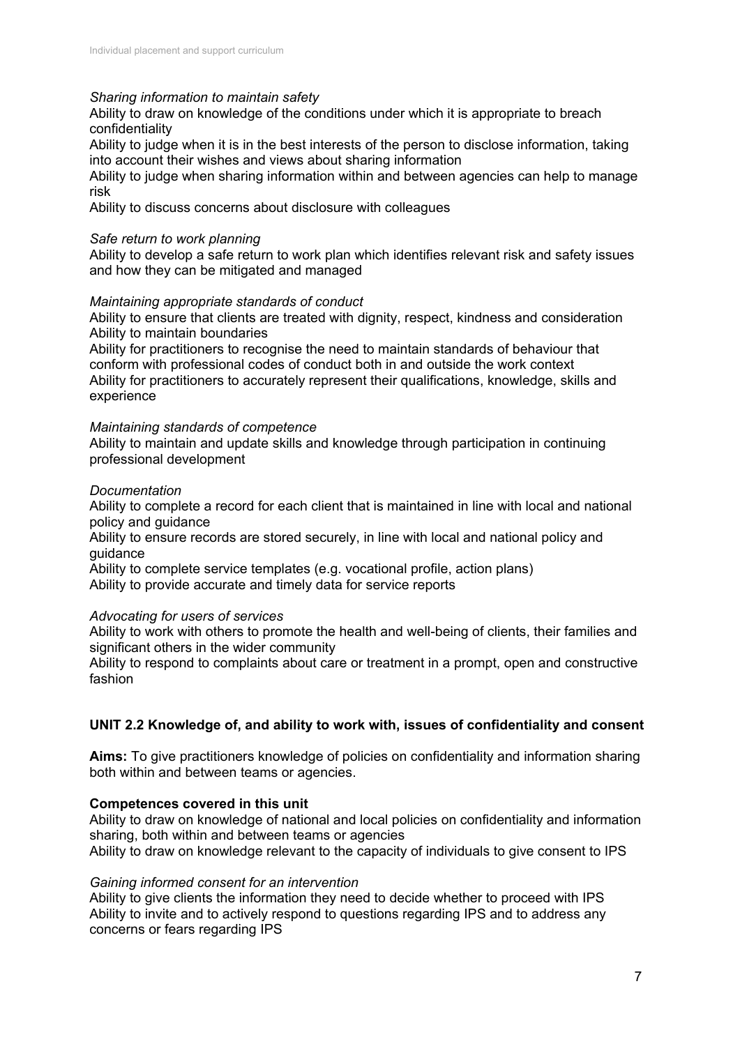*Sharing information to maintain safety*

Ability to draw on knowledge of the conditions under which it is appropriate to breach confidentiality

Ability to judge when it is in the best interests of the person to disclose information, taking into account their wishes and views about sharing information

Ability to judge when sharing information within and between agencies can help to manage risk

Ability to discuss concerns about disclosure with colleagues

*Safe return to work planning*

Ability to develop a safe return to work plan which identifies relevant risk and safety issues and how they can be mitigated and managed

*Maintaining appropriate standards of conduct*

Ability to ensure that clients are treated with dignity, respect, kindness and consideration

Ability to maintain boundaries

Ability for practitioners to recognise the need to maintain standards of behaviour that conform with professional codes of conduct both in and outside the work context

Ability for practitioners to accurately represent their qualifications, knowledge, skills and experience

*Maintaining standards of competence*

Ability to maintain and update skills and knowledge through participation in continuing professional development

*Documentation*

Ability to complete a record for each client that is maintained in line with local and national policy and guidance

Ability to ensure records are stored securely, in line with local and national policy and guidance

Ability to complete service templates (e.g. vocational profile, action plans)

Ability to provide accurate and timely data for service reports

*Advocating for users of services*

Ability to work with others to promote the health and well-being of clients, their families and significant others in the wider community

Ability to respond to complaints about care or treatment in a prompt, open and constructive fashion

**UNIT 2.2 Knowledge of, and ability to work with, issues of confidentiality and consent**

**Aims:** To give practitioners knowledge of policies on confidentiality and information sharing both within and between teams or agencies.

**Competences covered in this unit**

Ability to draw on knowledge of national and local policies on confidentiality and information sharing, both within and between teams or agencies

Ability to draw on knowledge relevant to the capacity of individuals to give consent to IPS

*Gaining informed consent for an intervention*

Ability to give clients the information they need to decide whether to proceed with IPS

Ability to invite and to actively respond to questions regarding IPS and to address any concerns or fears regarding IPS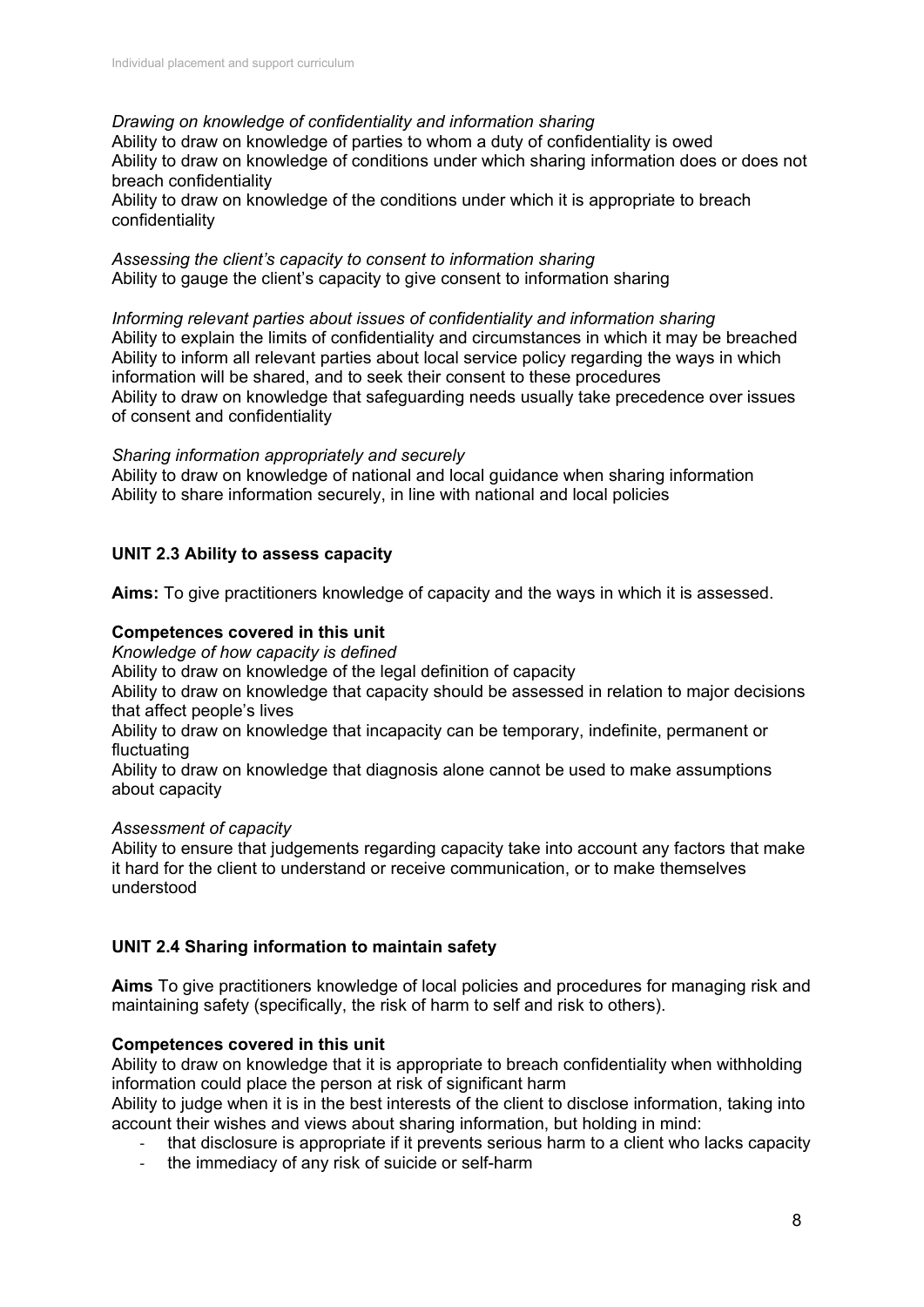*Drawing on knowledge of confidentiality and information sharing*

Ability to draw on knowledge of parties to whom a duty of confidentiality is owed

Ability to draw on knowledge of conditions under which sharing information does or does not breach confidentiality

Ability to draw on knowledge of the conditions under which it is appropriate to breach confidentiality

*Assessing the client's capacity to consent to information sharing*

Ability to gauge the client's capacity to give consent to information sharing

*Informing relevant parties about issues of confidentiality and information sharing*

Ability to explain the limits of confidentiality and circumstances in which it may be breached

Ability to inform all relevant parties about local service policy regarding the ways in which information will be shared, and to seek their consent to these procedures

Ability to draw on knowledge that safeguarding needs usually take precedence over issues of consent and confidentiality

*Sharing information appropriately and securely*

Ability to draw on knowledge of national and local guidance when sharing information

Ability to share information securely, in line with national and local policies

### UNIT 2.3 Ability to assess capacity

**Aims:** To give practitioners knowledge of capacity and the ways in which it is assessed.

**Competences covered in this unit**

*Knowledge of how capacity is defined*

Ability to draw on knowledge of the legal definition of capacity

Ability to draw on knowledge that capacity should be assessed in relation to major decisions that affect people's lives

Ability to draw on knowledge that incapacity can be temporary, indefinite, permanent or fluctuating

Ability to draw on knowledge that diagnosis alone cannot be used to make assumptions about capacity

*Assessment of capacity*

Ability to ensure that judgements regarding capacity take into account any factors that make it hard for the client to understand or receive communication, or to make themselves understood

### UNIT 2.4 Sharing information to maintain safety

**Aims** To give practitioners knowledge of local policies and procedures for managing risk and maintaining safety (specifically, the risk of harm to self and risk to others).

**Competences covered in this unit**

Ability to draw on knowledge that it is appropriate to breach confidentiality when withholding information could place the person at risk of significant harm

Ability to judge when it is in the best interests of the client to disclose information, taking into account their wishes and views about sharing information, but holding in mind:

- that disclosure is appropriate if it prevents serious harm to a client who lacks capacity
- the immediacy of any risk of suicide or self-harm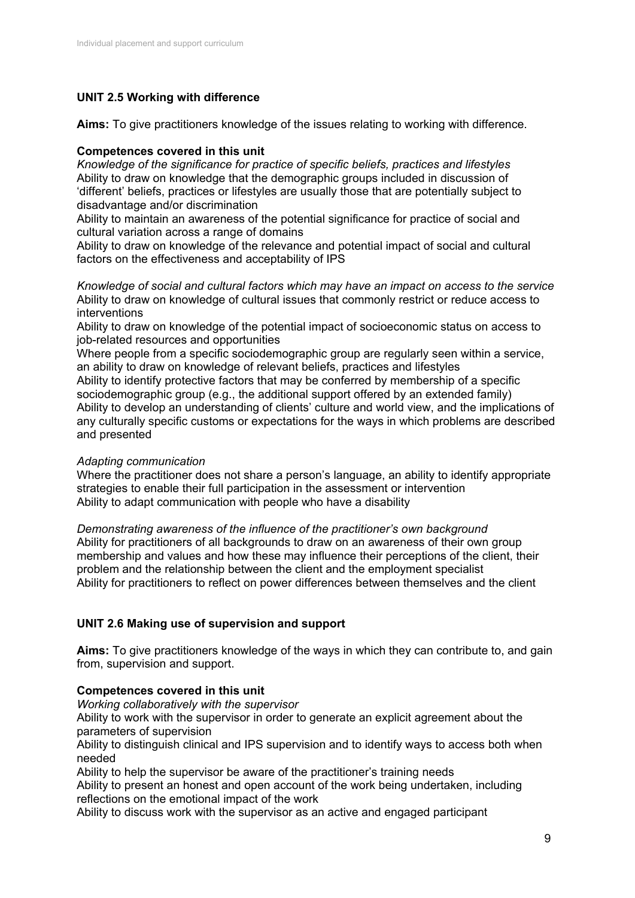### UNIT 2.5 Working with difference

**Aims:** To give practitioners knowledge of the issues relating to working with difference.

**Competences covered in this unit**

*Knowledge of the significance for practice of specific beliefs, practices and lifestyles*

Ability to draw on knowledge that the demographic groups included in discussion of 'different' beliefs, practices or lifestyles are usually those that are potentially subject to disadvantage and/or discrimination

Ability to maintain an awareness of the potential significance for practice of social and cultural variation across a range of domains

Ability to draw on knowledge of the relevance and potential impact of social and cultural factors on the effectiveness and acceptability of IPS

*Knowledge of social and cultural factors which may have an impact on access to the service*

Ability to draw on knowledge of cultural issues that commonly restrict or reduce access to interventions

Ability to draw on knowledge of the potential impact of socioeconomic status on access to job-related resources and opportunities

Where people from a specific sociodemographic group are regularly seen within a service, an ability to draw on knowledge of relevant beliefs, practices and lifestyles

Ability to identify protective factors that may be conferred by membership of a specific sociodemographic group (e.g., the additional support offered by an extended family)

Ability to develop an understanding of clients' culture and world view, and the implications of any culturally specific customs or expectations for the ways in which problems are described and presented

*Adapting communication*

Where the practitioner does not share a person's language, an ability to identify appropriate strategies to enable their full participation in the assessment or intervention

Ability to adapt communication with people who have a disability

*Demonstrating awareness of the influence of the practitioner's own background*

Ability for practitioners of all backgrounds to draw on an awareness of their own group membership and values and how these may influence their perceptions of the client, their problem and the relationship between the client and the employment specialist

Ability for practitioners to reflect on power differences between themselves and the client

### UNIT 2.6 Making use of supervision and support

**Aims:** To give practitioners knowledge of the ways in which they can contribute to, and gain from, supervision and support.

**Competences covered in this unit**

*Working collaboratively with the supervisor*

Ability to work with the supervisor in order to generate an explicit agreement about the parameters of supervision

Ability to distinguish clinical and IPS supervision and to identify ways to access both when needed

Ability to help the supervisor be aware of the practitioner's training needs

Ability to present an honest and open account of the work being undertaken, including reflections on the emotional impact of the work

Ability to discuss work with the supervisor as an active and engaged participant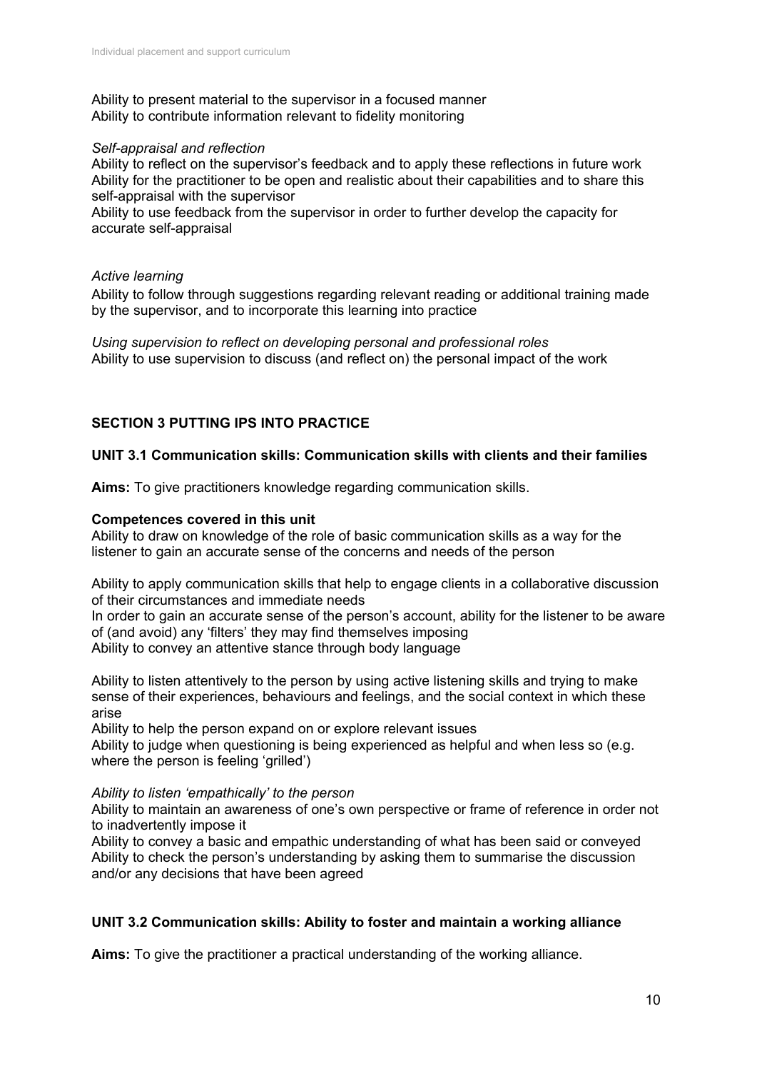Ability to present material to the supervisor in a focused manner
Ability to contribute information relevant to fidelity monitoring

*Self-appraisal and reflection*

Ability to reflect on the supervisor's feedback and to apply these reflections in future work
Ability for the practitioner to be open and realistic about their capabilities and to share this self-appraisal with the supervisor
Ability to use feedback from the supervisor in order to further develop the capacity for accurate self-appraisal

*Active learning*

Ability to follow through suggestions regarding relevant reading or additional training made by the supervisor, and to incorporate this learning into practice

*Using supervision to reflect on developing personal and professional roles*

Ability to use supervision to discuss (and reflect on) the personal impact of the work

## SECTION 3 PUTTING IPS INTO PRACTICE

### UNIT 3.1 Communication skills: Communication skills with clients and their families

**Aims:** To give practitioners knowledge regarding communication skills.

**Competences covered in this unit**

Ability to draw on knowledge of the role of basic communication skills as a way for the listener to gain an accurate sense of the concerns and needs of the person

Ability to apply communication skills that help to engage clients in a collaborative discussion of their circumstances and immediate needs
In order to gain an accurate sense of the person's account, ability for the listener to be aware of (and avoid) any 'filters' they may find themselves imposing
Ability to convey an attentive stance through body language

Ability to listen attentively to the person by using active listening skills and trying to make sense of their experiences, behaviours and feelings, and the social context in which these arise
Ability to help the person expand on or explore relevant issues
Ability to judge when questioning is being experienced as helpful and when less so (e.g. where the person is feeling 'grilled')

*Ability to listen 'empathically' to the person*

Ability to maintain an awareness of one's own perspective or frame of reference in order not to inadvertently impose it
Ability to convey a basic and empathic understanding of what has been said or conveyed
Ability to check the person's understanding by asking them to summarise the discussion and/or any decisions that have been agreed

### UNIT 3.2 Communication skills: Ability to foster and maintain a working alliance

**Aims:** To give the practitioner a practical understanding of the working alliance.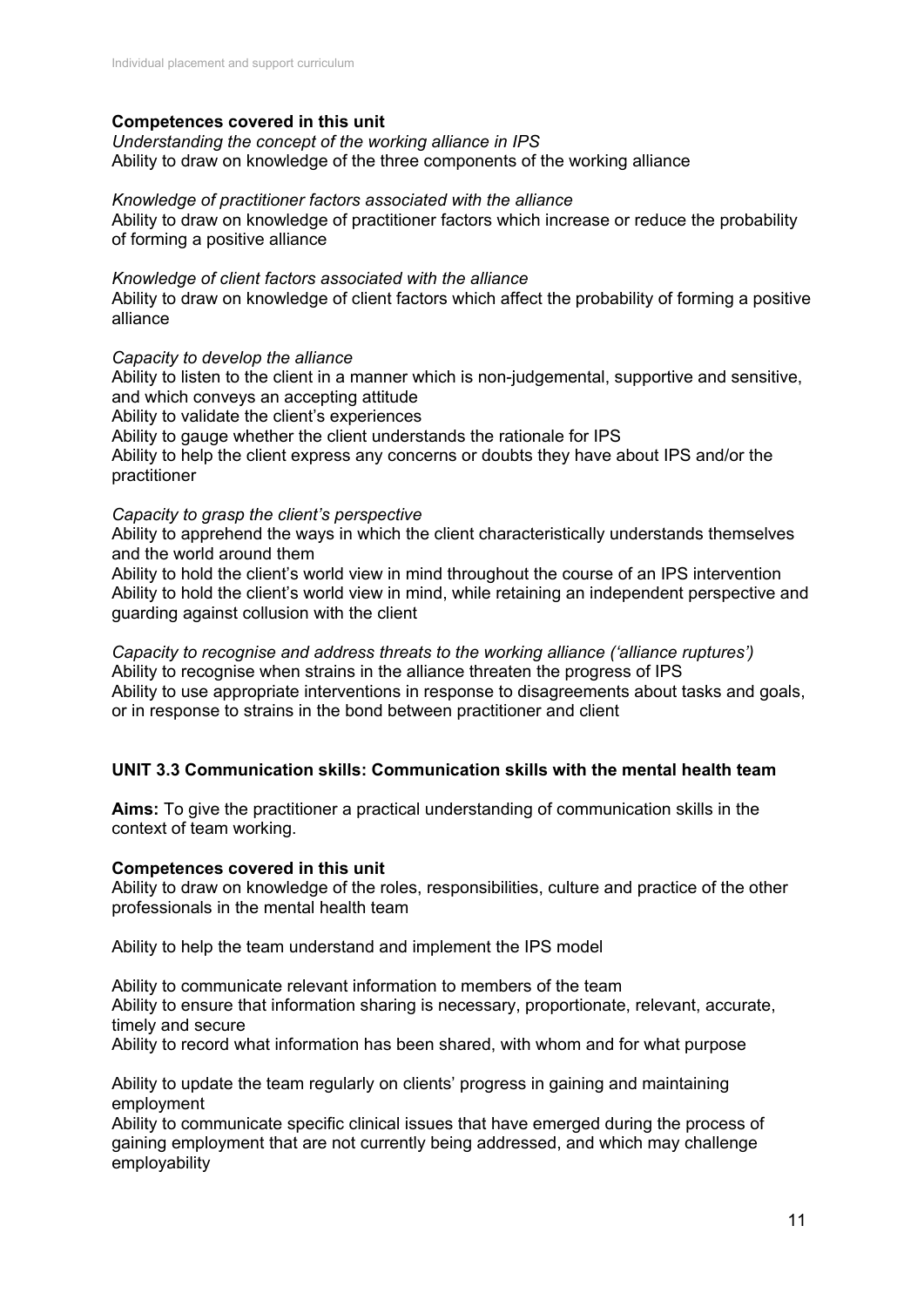**Competences covered in this unit**

*Understanding the concept of the working alliance in IPS*
Ability to draw on knowledge of the three components of the working alliance

*Knowledge of practitioner factors associated with the alliance*
Ability to draw on knowledge of practitioner factors which increase or reduce the probability of forming a positive alliance

*Knowledge of client factors associated with the alliance*
Ability to draw on knowledge of client factors which affect the probability of forming a positive alliance

*Capacity to develop the alliance*
Ability to listen to the client in a manner which is non-judgemental, supportive and sensitive, and which conveys an accepting attitude
Ability to validate the client's experiences
Ability to gauge whether the client understands the rationale for IPS
Ability to help the client express any concerns or doubts they have about IPS and/or the practitioner

*Capacity to grasp the client's perspective*
Ability to apprehend the ways in which the client characteristically understands themselves and the world around them
Ability to hold the client's world view in mind throughout the course of an IPS intervention
Ability to hold the client's world view in mind, while retaining an independent perspective and guarding against collusion with the client

*Capacity to recognise and address threats to the working alliance ('alliance ruptures')*
Ability to recognise when strains in the alliance threaten the progress of IPS
Ability to use appropriate interventions in response to disagreements about tasks and goals, or in response to strains in the bond between practitioner and client

## UNIT 3.3 Communication skills: Communication skills with the mental health team

**Aims:** To give the practitioner a practical understanding of communication skills in the context of team working.

**Competences covered in this unit**

Ability to draw on knowledge of the roles, responsibilities, culture and practice of the other professionals in the mental health team

Ability to help the team understand and implement the IPS model

Ability to communicate relevant information to members of the team
Ability to ensure that information sharing is necessary, proportionate, relevant, accurate, timely and secure
Ability to record what information has been shared, with whom and for what purpose

Ability to update the team regularly on clients' progress in gaining and maintaining employment
Ability to communicate specific clinical issues that have emerged during the process of gaining employment that are not currently being addressed, and which may challenge employability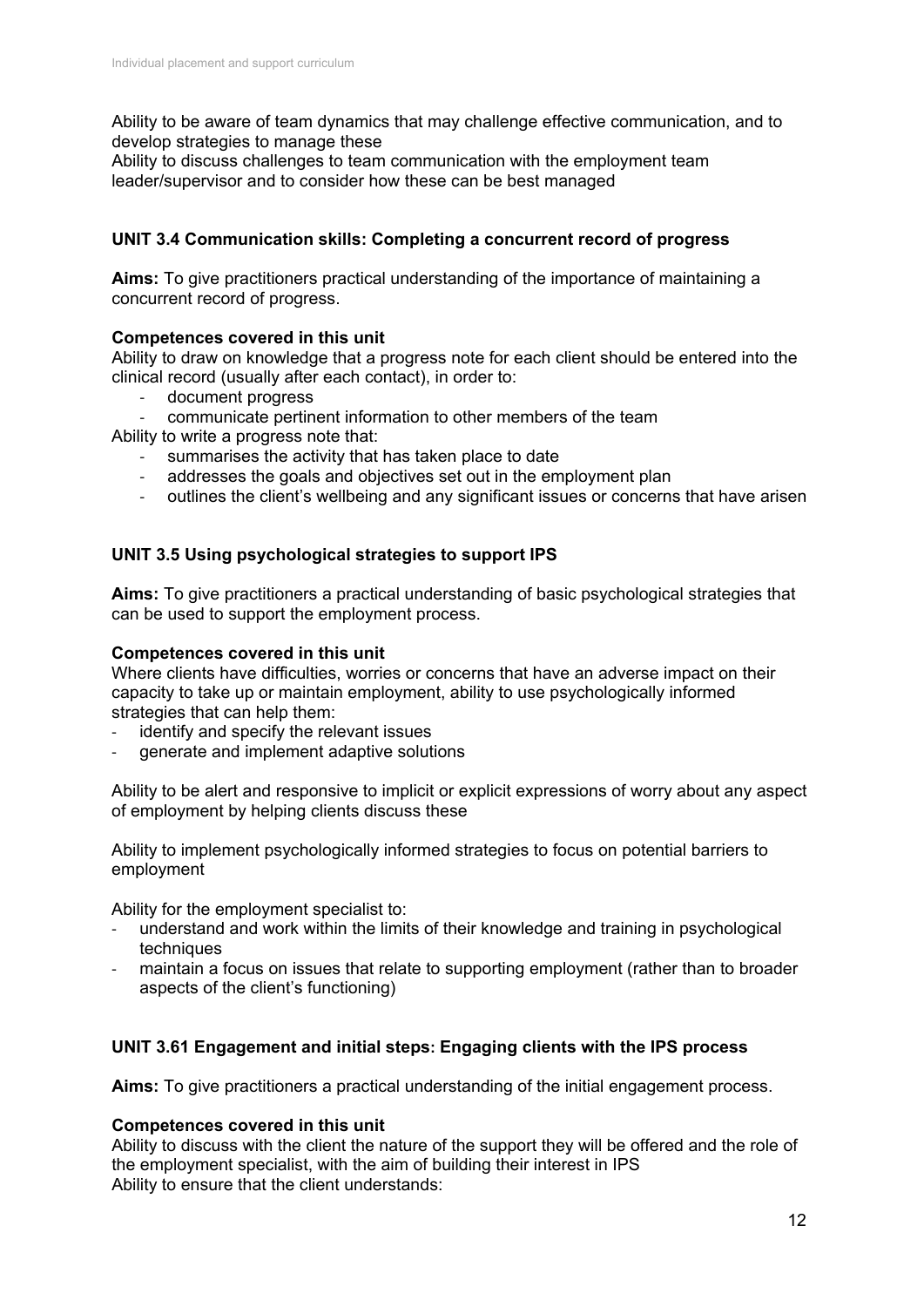Ability to be aware of team dynamics that may challenge effective communication, and to develop strategies to manage these
Ability to discuss challenges to team communication with the employment team leader/supervisor and to consider how these can be best managed

### UNIT 3.4 Communication skills: Completing a concurrent record of progress

**Aims:** To give practitioners practical understanding of the importance of maintaining a concurrent record of progress.

**Competences covered in this unit**
Ability to draw on knowledge that a progress note for each client should be entered into the clinical record (usually after each contact), in order to:

- document progress
- communicate pertinent information to other members of the team

Ability to write a progress note that:

- summarises the activity that has taken place to date
- addresses the goals and objectives set out in the employment plan
- outlines the client's wellbeing and any significant issues or concerns that have arisen

### UNIT 3.5 Using psychological strategies to support IPS

**Aims:** To give practitioners a practical understanding of basic psychological strategies that can be used to support the employment process.

**Competences covered in this unit**
Where clients have difficulties, worries or concerns that have an adverse impact on their capacity to take up or maintain employment, ability to use psychologically informed strategies that can help them:

- identify and specify the relevant issues
- generate and implement adaptive solutions

Ability to be alert and responsive to implicit or explicit expressions of worry about any aspect of employment by helping clients discuss these

Ability to implement psychologically informed strategies to focus on potential barriers to employment

Ability for the employment specialist to:

- understand and work within the limits of their knowledge and training in psychological techniques
- maintain a focus on issues that relate to supporting employment (rather than to broader aspects of the client's functioning)

### UNIT 3.61 Engagement and initial steps: Engaging clients with the IPS process

**Aims:** To give practitioners a practical understanding of the initial engagement process.

**Competences covered in this unit**
Ability to discuss with the client the nature of the support they will be offered and the role of the employment specialist, with the aim of building their interest in IPS
Ability to ensure that the client understands: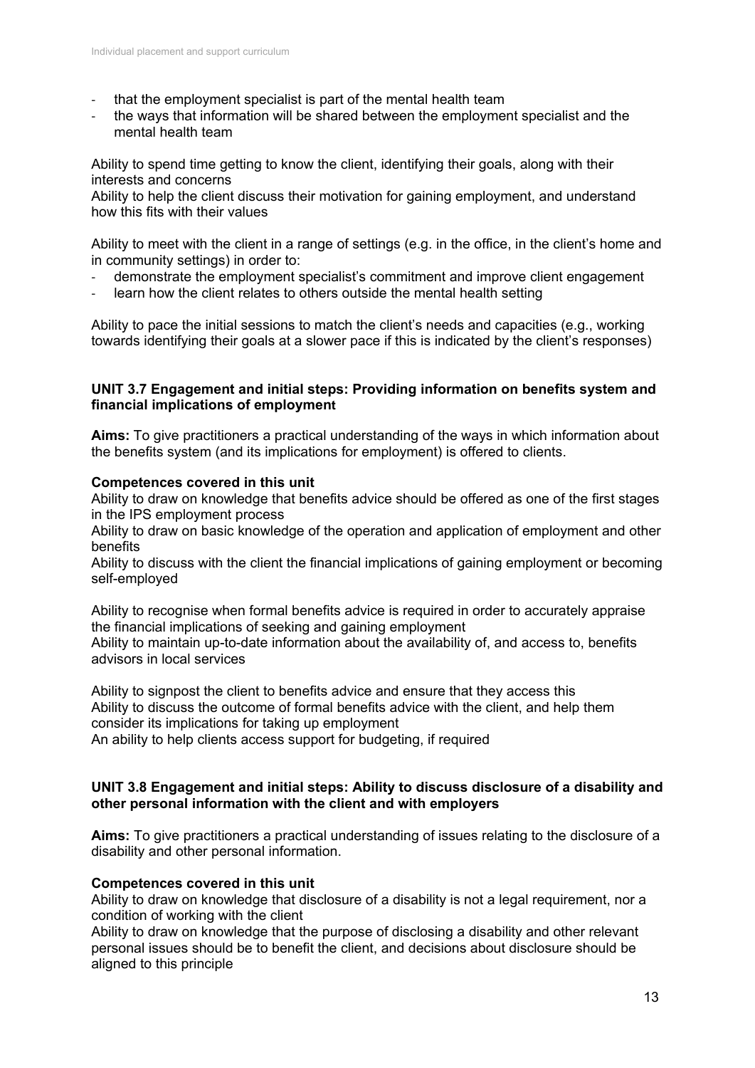- that the employment specialist is part of the mental health team
- the ways that information will be shared between the employment specialist and the mental health team

Ability to spend time getting to know the client, identifying their goals, along with their interests and concerns
Ability to help the client discuss their motivation for gaining employment, and understand how this fits with their values

Ability to meet with the client in a range of settings (e.g. in the office, in the client's home and in community settings) in order to:

- demonstrate the employment specialist's commitment and improve client engagement
- learn how the client relates to others outside the mental health setting

Ability to pace the initial sessions to match the client's needs and capacities (e.g., working towards identifying their goals at a slower pace if this is indicated by the client's responses)

**UNIT 3.7 Engagement and initial steps: Providing information on benefits system and financial implications of employment**

**Aims:** To give practitioners a practical understanding of the ways in which information about the benefits system (and its implications for employment) is offered to clients.

**Competences covered in this unit**
Ability to draw on knowledge that benefits advice should be offered as one of the first stages in the IPS employment process
Ability to draw on basic knowledge of the operation and application of employment and other benefits
Ability to discuss with the client the financial implications of gaining employment or becoming self-employed

Ability to recognise when formal benefits advice is required in order to accurately appraise the financial implications of seeking and gaining employment
Ability to maintain up-to-date information about the availability of, and access to, benefits advisors in local services

Ability to signpost the client to benefits advice and ensure that they access this
Ability to discuss the outcome of formal benefits advice with the client, and help them consider its implications for taking up employment
An ability to help clients access support for budgeting, if required

**UNIT 3.8 Engagement and initial steps: Ability to discuss disclosure of a disability and other personal information with the client and with employers**

**Aims:** To give practitioners a practical understanding of issues relating to the disclosure of a disability and other personal information.

**Competences covered in this unit**
Ability to draw on knowledge that disclosure of a disability is not a legal requirement, nor a condition of working with the client
Ability to draw on knowledge that the purpose of disclosing a disability and other relevant personal issues should be to benefit the client, and decisions about disclosure should be aligned to this principle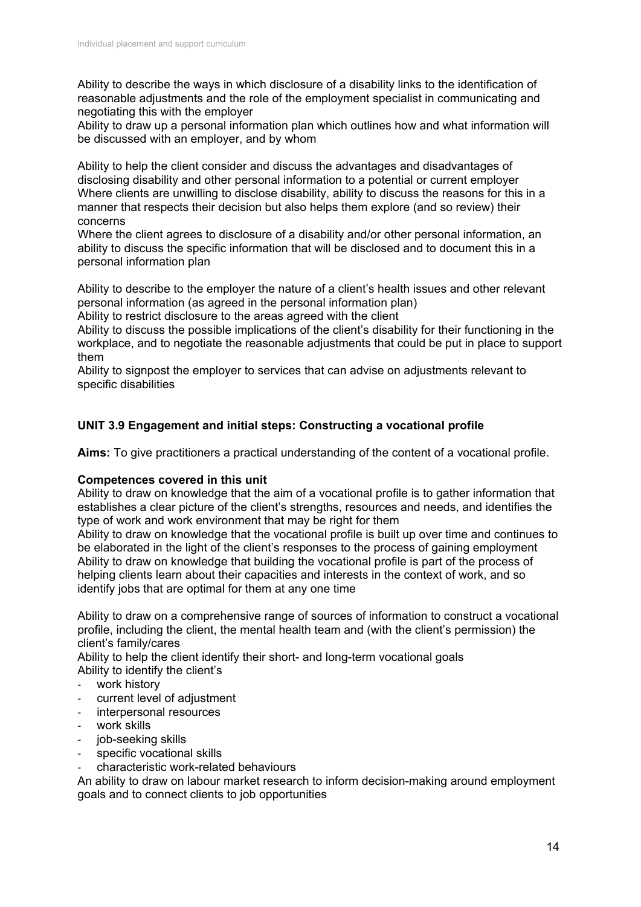Ability to describe the ways in which disclosure of a disability links to the identification of reasonable adjustments and the role of the employment specialist in communicating and negotiating this with the employer

Ability to draw up a personal information plan which outlines how and what information will be discussed with an employer, and by whom

Ability to help the client consider and discuss the advantages and disadvantages of disclosing disability and other personal information to a potential or current employer

Where clients are unwilling to disclose disability, ability to discuss the reasons for this in a manner that respects their decision but also helps them explore (and so review) their concerns

Where the client agrees to disclosure of a disability and/or other personal information, an ability to discuss the specific information that will be disclosed and to document this in a personal information plan

Ability to describe to the employer the nature of a client's health issues and other relevant personal information (as agreed in the personal information plan)

Ability to restrict disclosure to the areas agreed with the client

Ability to discuss the possible implications of the client's disability for their functioning in the workplace, and to negotiate the reasonable adjustments that could be put in place to support them

Ability to signpost the employer to services that can advise on adjustments relevant to specific disabilities

## UNIT 3.9 Engagement and initial steps: Constructing a vocational profile

**Aims:** To give practitioners a practical understanding of the content of a vocational profile.

### Competences covered in this unit

Ability to draw on knowledge that the aim of a vocational profile is to gather information that establishes a clear picture of the client's strengths, resources and needs, and identifies the type of work and work environment that may be right for them

Ability to draw on knowledge that the vocational profile is built up over time and continues to be elaborated in the light of the client's responses to the process of gaining employment

Ability to draw on knowledge that building the vocational profile is part of the process of helping clients learn about their capacities and interests in the context of work, and so identify jobs that are optimal for them at any one time

Ability to draw on a comprehensive range of sources of information to construct a vocational profile, including the client, the mental health team and (with the client's permission) the client's family/cares

Ability to help the client identify their short- and long-term vocational goals

Ability to identify the client's

- work history
- current level of adjustment
- interpersonal resources
- work skills
- job-seeking skills
- specific vocational skills
- characteristic work-related behaviours

An ability to draw on labour market research to inform decision-making around employment goals and to connect clients to job opportunities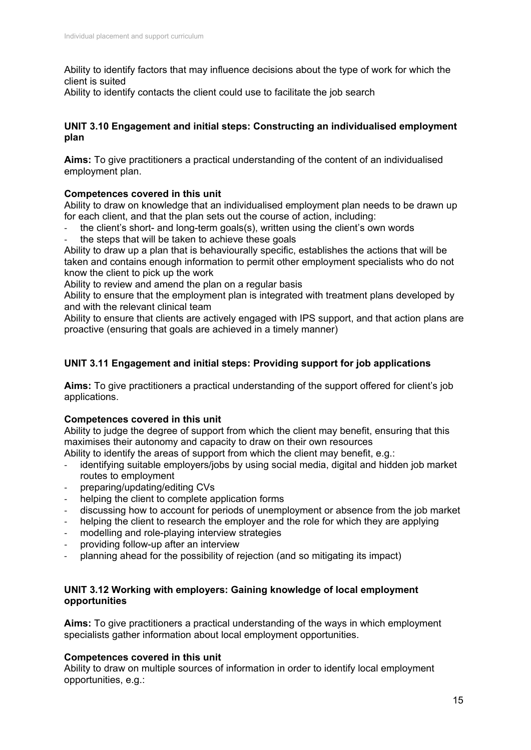Ability to identify factors that may influence decisions about the type of work for which the client is suited

Ability to identify contacts the client could use to facilitate the job search

### UNIT 3.10 Engagement and initial steps: Constructing an individualised employment plan

**Aims:** To give practitioners a practical understanding of the content of an individualised employment plan.

**Competences covered in this unit**

Ability to draw on knowledge that an individualised employment plan needs to be drawn up for each client, and that the plan sets out the course of action, including:

- the client's short- and long-term goals(s), written using the client's own words
- the steps that will be taken to achieve these goals

Ability to draw up a plan that is behaviourally specific, establishes the actions that will be taken and contains enough information to permit other employment specialists who do not know the client to pick up the work

Ability to review and amend the plan on a regular basis

Ability to ensure that the employment plan is integrated with treatment plans developed by and with the relevant clinical team

Ability to ensure that clients are actively engaged with IPS support, and that action plans are proactive (ensuring that goals are achieved in a timely manner)

### UNIT 3.11 Engagement and initial steps: Providing support for job applications

**Aims:** To give practitioners a practical understanding of the support offered for client's job applications.

**Competences covered in this unit**

Ability to judge the degree of support from which the client may benefit, ensuring that this maximises their autonomy and capacity to draw on their own resources

Ability to identify the areas of support from which the client may benefit, e.g.:

- identifying suitable employers/jobs by using social media, digital and hidden job market routes to employment
- preparing/updating/editing CVs
- helping the client to complete application forms
- discussing how to account for periods of unemployment or absence from the job market
- helping the client to research the employer and the role for which they are applying
- modelling and role-playing interview strategies
- providing follow-up after an interview
- planning ahead for the possibility of rejection (and so mitigating its impact)

### UNIT 3.12 Working with employers: Gaining knowledge of local employment opportunities

**Aims:** To give practitioners a practical understanding of the ways in which employment specialists gather information about local employment opportunities.

**Competences covered in this unit**

Ability to draw on multiple sources of information in order to identify local employment opportunities, e.g.: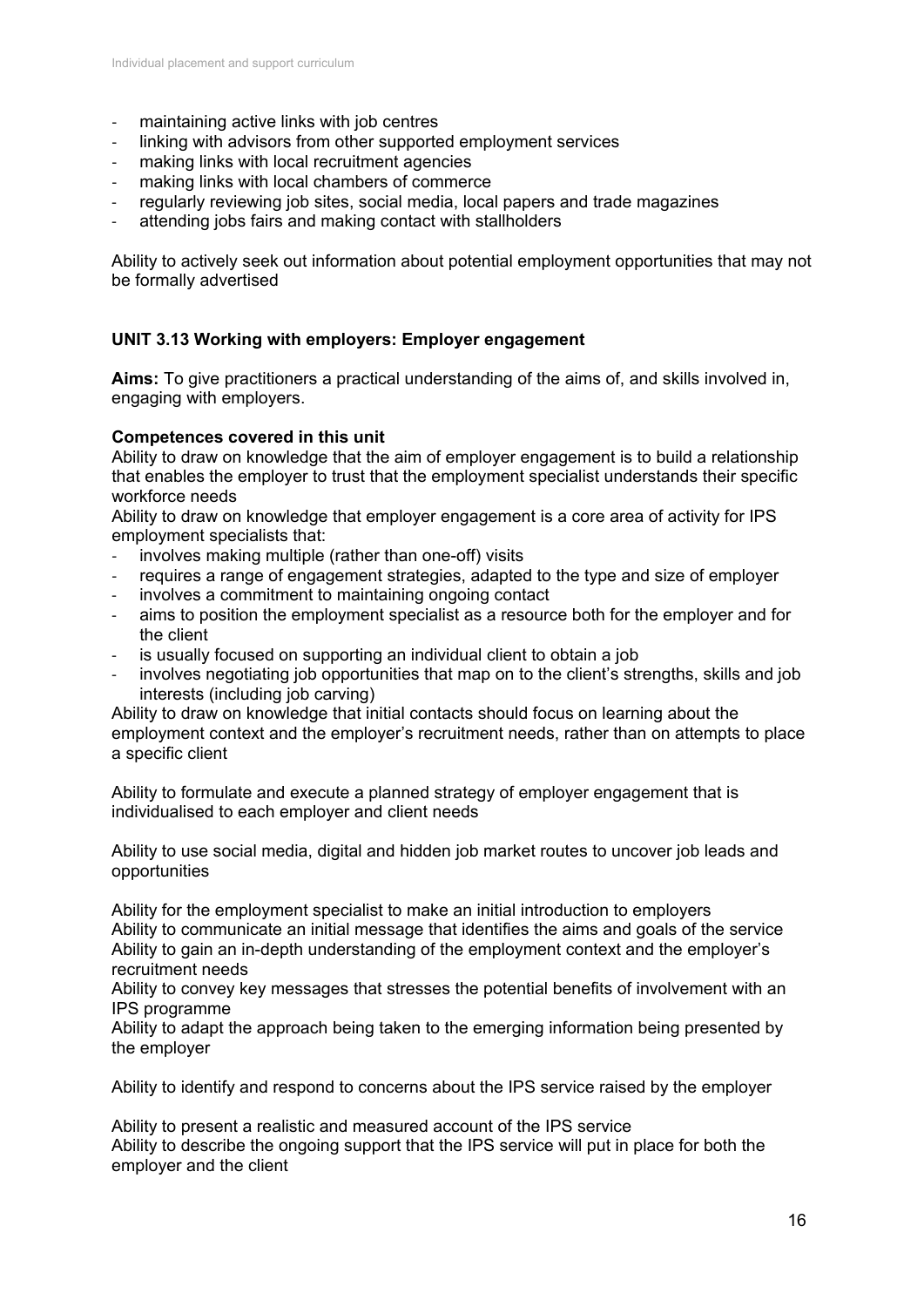- maintaining active links with job centres
- linking with advisors from other supported employment services
- making links with local recruitment agencies
- making links with local chambers of commerce
- regularly reviewing job sites, social media, local papers and trade magazines
- attending jobs fairs and making contact with stallholders

Ability to actively seek out information about potential employment opportunities that may not be formally advertised

### UNIT 3.13 Working with employers: Employer engagement

**Aims:** To give practitioners a practical understanding of the aims of, and skills involved in, engaging with employers.

**Competences covered in this unit**

Ability to draw on knowledge that the aim of employer engagement is to build a relationship that enables the employer to trust that the employment specialist understands their specific workforce needs

Ability to draw on knowledge that employer engagement is a core area of activity for IPS employment specialists that:

- involves making multiple (rather than one-off) visits
- requires a range of engagement strategies, adapted to the type and size of employer
- involves a commitment to maintaining ongoing contact
- aims to position the employment specialist as a resource both for the employer and for the client
- is usually focused on supporting an individual client to obtain a job
- involves negotiating job opportunities that map on to the client's strengths, skills and job interests (including job carving)

Ability to draw on knowledge that initial contacts should focus on learning about the employment context and the employer's recruitment needs, rather than on attempts to place a specific client

Ability to formulate and execute a planned strategy of employer engagement that is individualised to each employer and client needs

Ability to use social media, digital and hidden job market routes to uncover job leads and opportunities

Ability for the employment specialist to make an initial introduction to employers

Ability to communicate an initial message that identifies the aims and goals of the service

Ability to gain an in-depth understanding of the employment context and the employer's recruitment needs

Ability to convey key messages that stresses the potential benefits of involvement with an IPS programme

Ability to adapt the approach being taken to the emerging information being presented by the employer

Ability to identify and respond to concerns about the IPS service raised by the employer

Ability to present a realistic and measured account of the IPS service

Ability to describe the ongoing support that the IPS service will put in place for both the employer and the client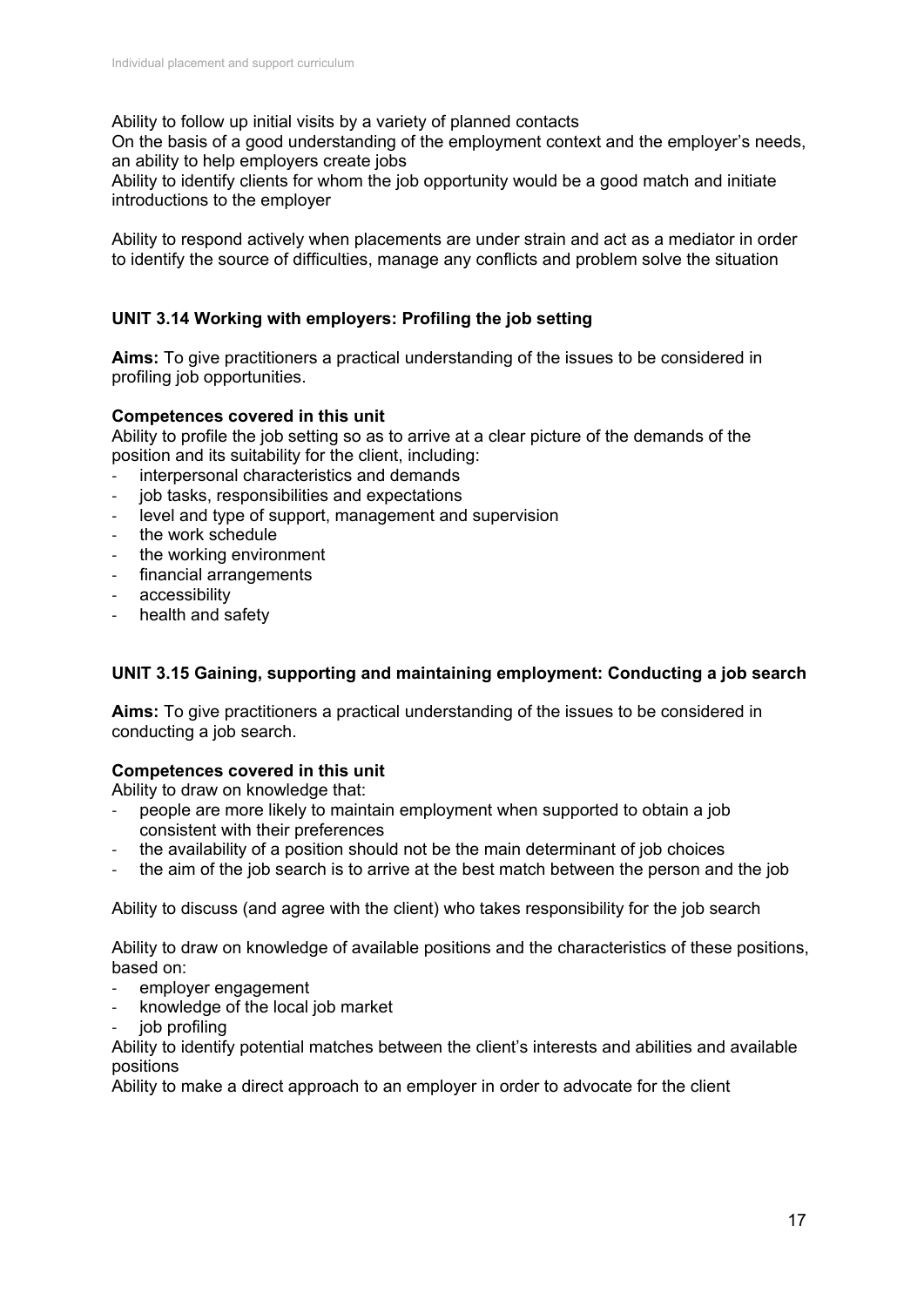Ability to follow up initial visits by a variety of planned contacts
On the basis of a good understanding of the employment context and the employer's needs, an ability to help employers create jobs
Ability to identify clients for whom the job opportunity would be a good match and initiate introductions to the employer

Ability to respond actively when placements are under strain and act as a mediator in order to identify the source of difficulties, manage any conflicts and problem solve the situation

## UNIT 3.14 Working with employers: Profiling the job setting

**Aims:** To give practitioners a practical understanding of the issues to be considered in profiling job opportunities.

**Competences covered in this unit**
Ability to profile the job setting so as to arrive at a clear picture of the demands of the position and its suitability for the client, including:

- interpersonal characteristics and demands
- job tasks, responsibilities and expectations
- level and type of support, management and supervision
- the work schedule
- the working environment
- financial arrangements
- accessibility
- health and safety

## UNIT 3.15 Gaining, supporting and maintaining employment: Conducting a job search

**Aims:** To give practitioners a practical understanding of the issues to be considered in conducting a job search.

**Competences covered in this unit**
Ability to draw on knowledge that:

- people are more likely to maintain employment when supported to obtain a job consistent with their preferences
- the availability of a position should not be the main determinant of job choices
- the aim of the job search is to arrive at the best match between the person and the job

Ability to discuss (and agree with the client) who takes responsibility for the job search

Ability to draw on knowledge of available positions and the characteristics of these positions, based on:

- employer engagement
- knowledge of the local job market
- job profiling

Ability to identify potential matches between the client's interests and abilities and available positions
Ability to make a direct approach to an employer in order to advocate for the client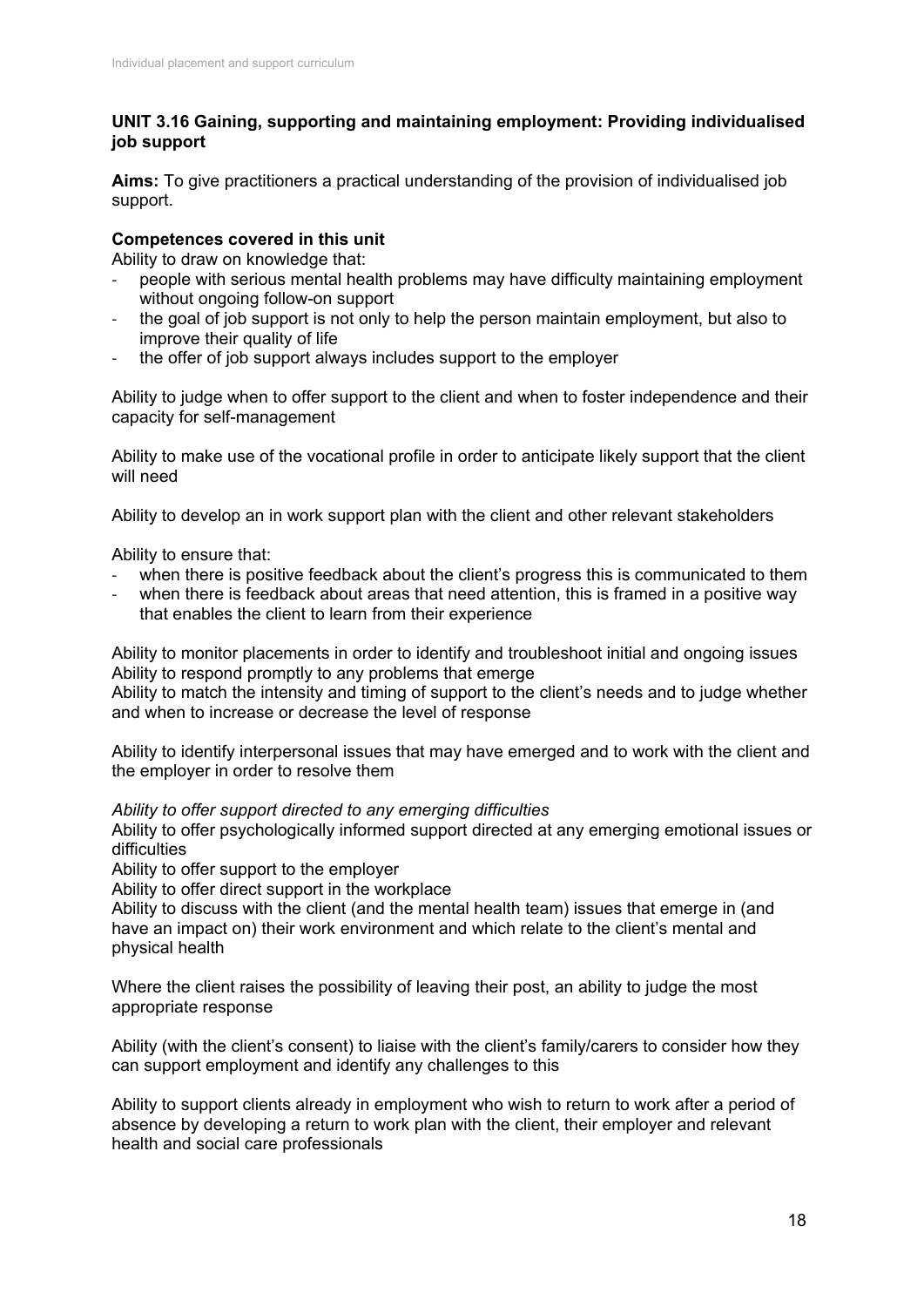## UNIT 3.16 Gaining, supporting and maintaining employment: Providing individualised job support

**Aims:** To give practitioners a practical understanding of the provision of individualised job support.

**Competences covered in this unit**

Ability to draw on knowledge that:

- people with serious mental health problems may have difficulty maintaining employment without ongoing follow-on support
- the goal of job support is not only to help the person maintain employment, but also to improve their quality of life
- the offer of job support always includes support to the employer

Ability to judge when to offer support to the client and when to foster independence and their capacity for self-management

Ability to make use of the vocational profile in order to anticipate likely support that the client will need

Ability to develop an in work support plan with the client and other relevant stakeholders

Ability to ensure that:

- when there is positive feedback about the client's progress this is communicated to them
- when there is feedback about areas that need attention, this is framed in a positive way that enables the client to learn from their experience

Ability to monitor placements in order to identify and troubleshoot initial and ongoing issues
Ability to respond promptly to any problems that emerge
Ability to match the intensity and timing of support to the client's needs and to judge whether and when to increase or decrease the level of response

Ability to identify interpersonal issues that may have emerged and to work with the client and the employer in order to resolve them

*Ability to offer support directed to any emerging difficulties*
Ability to offer psychologically informed support directed at any emerging emotional issues or difficulties
Ability to offer support to the employer
Ability to offer direct support in the workplace
Ability to discuss with the client (and the mental health team) issues that emerge in (and have an impact on) their work environment and which relate to the client's mental and physical health

Where the client raises the possibility of leaving their post, an ability to judge the most appropriate response

Ability (with the client's consent) to liaise with the client's family/carers to consider how they can support employment and identify any challenges to this

Ability to support clients already in employment who wish to return to work after a period of absence by developing a return to work plan with the client, their employer and relevant health and social care professionals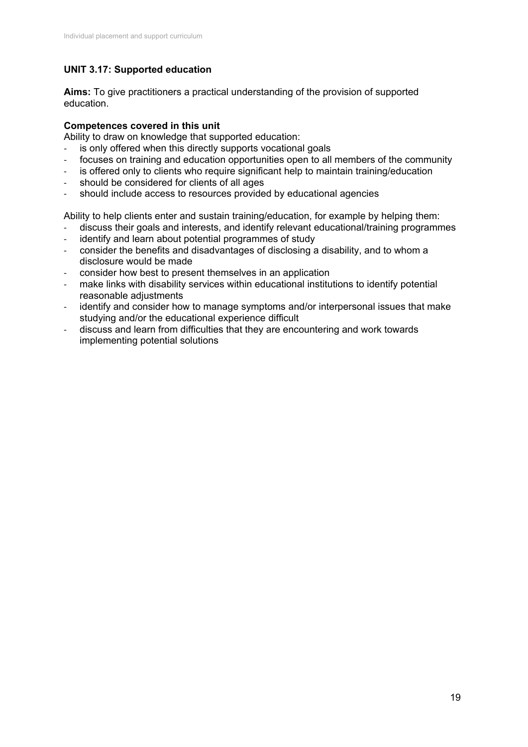## UNIT 3.17: Supported education

**Aims:** To give practitioners a practical understanding of the provision of supported education.

**Competences covered in this unit**

Ability to draw on knowledge that supported education:

- is only offered when this directly supports vocational goals
- focuses on training and education opportunities open to all members of the community
- is offered only to clients who require significant help to maintain training/education
- should be considered for clients of all ages
- should include access to resources provided by educational agencies

Ability to help clients enter and sustain training/education, for example by helping them:

- discuss their goals and interests, and identify relevant educational/training programmes
- identify and learn about potential programmes of study
- consider the benefits and disadvantages of disclosing a disability, and to whom a disclosure would be made
- consider how best to present themselves in an application
- make links with disability services within educational institutions to identify potential reasonable adjustments
- identify and consider how to manage symptoms and/or interpersonal issues that make studying and/or the educational experience difficult
- discuss and learn from difficulties that they are encountering and work towards implementing potential solutions